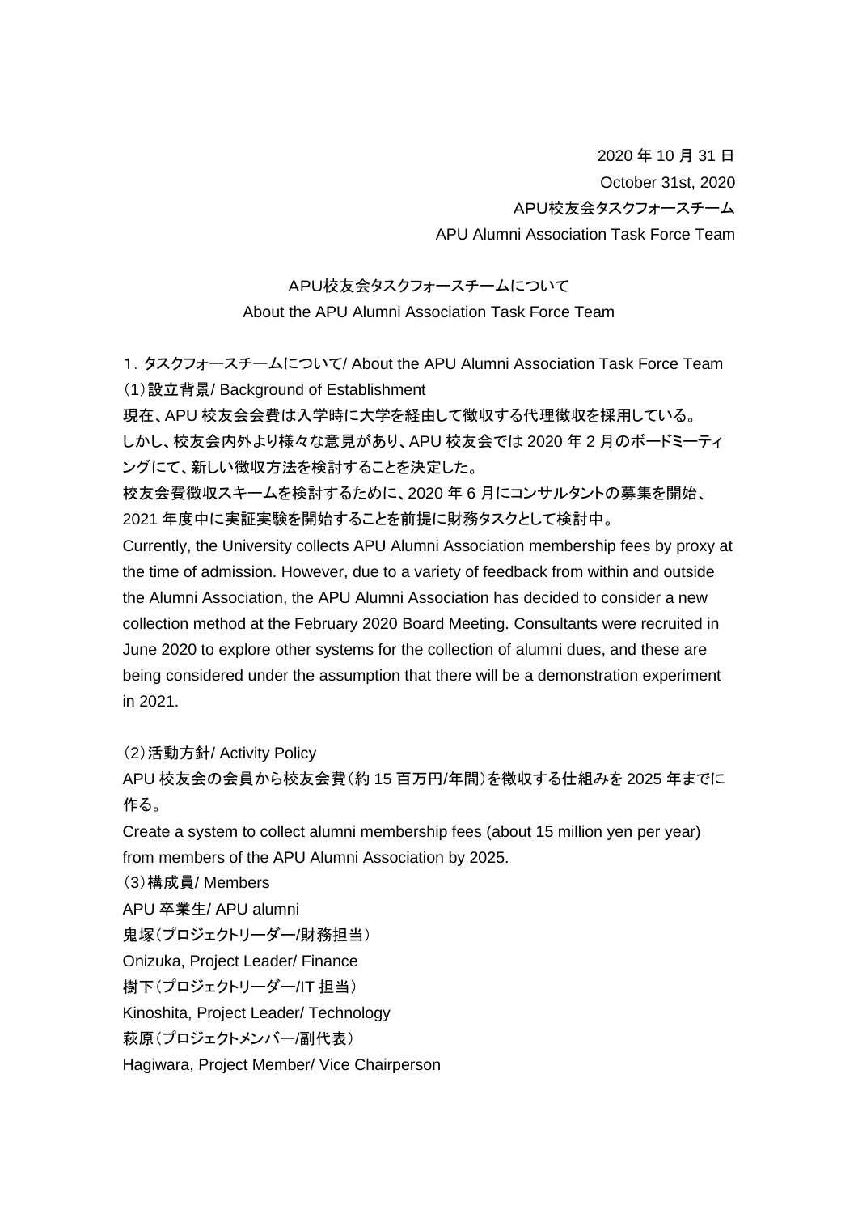2020 年 10 月 31 日
October 31st, 2020
APU校友会タスクフォースチーム
APU Alumni Association Task Force Team

# APU校友会タスクフォースチームについて
# About the APU Alumni Association Task Force Team

## 1. タスクフォースチームについて/ About the APU Alumni Association Task Force Team

### (1)設立背景/ Background of Establishment

現在、APU 校友会会費は入学時に大学を経由して徴収する代理徴収を採用している。
しかし、校友会内外より様々な意見があり、APU 校友会では 2020 年 2 月のボードミーティングにて、新しい徴収方法を検討することを決定した。
校友会費徴収スキームを検討するために、2020 年 6 月にコンサルタントの募集を開始、2021 年度中に実証実験を開始することを前提に財務タスクとして検討中。

Currently, the University collects APU Alumni Association membership fees by proxy at the time of admission. However, due to a variety of feedback from within and outside the Alumni Association, the APU Alumni Association has decided to consider a new collection method at the February 2020 Board Meeting. Consultants were recruited in June 2020 to explore other systems for the collection of alumni dues, and these are being considered under the assumption that there will be a demonstration experiment in 2021.

### (2)活動方針/ Activity Policy

APU 校友会の会員から校友会費(約 15 百万円/年間)を徴収する仕組みを 2025 年までに作る。

Create a system to collect alumni membership fees (about 15 million yen per year) from members of the APU Alumni Association by 2025.

### (3)構成員/ Members

APU 卒業生/ APU alumni

鬼塚(プロジェクトリーダー/財務担当)
Onizuka, Project Leader/ Finance

樹下(プロジェクトリーダー/IT 担当)
Kinoshita, Project Leader/ Technology

萩原(プロジェクトメンバー/副代表)
Hagiwara, Project Member/ Vice Chairperson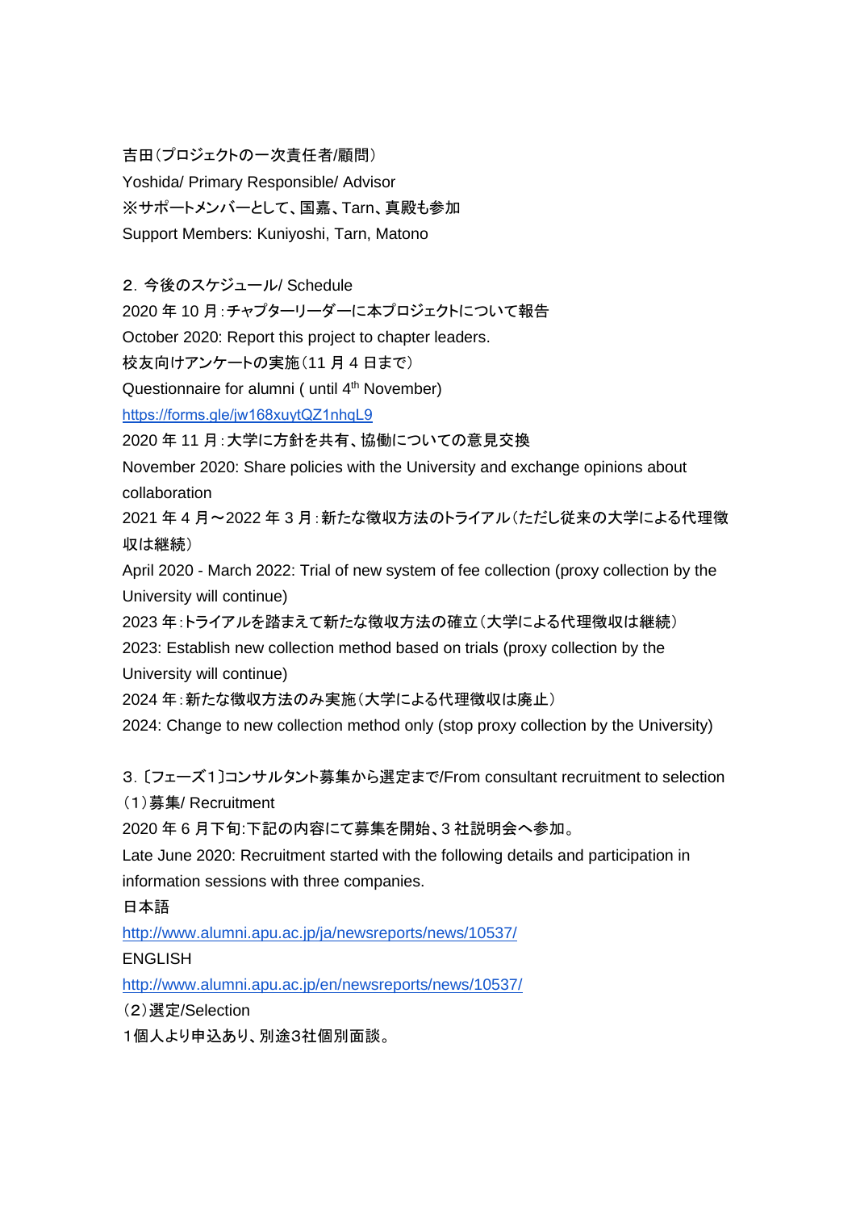吉田（プロジェクトの一次責任者/顧問）

Yoshida/ Primary Responsible/ Advisor

※サポートメンバーとして、国嘉、Tarn、真殿も参加

Support Members: Kuniyoshi, Tarn, Matono

## 2. 今後のスケジュール/ Schedule

2020 年 10 月：チャプターリーダーに本プロジェクトについて報告

October 2020: Report this project to chapter leaders.

校友向けアンケートの実施（11 月 4 日まで）

Questionnaire for alumni ( until 4th November)

https://forms.gle/jw168xuytQZ1nhqL9

2020 年 11 月：大学に方針を共有、協働についての意見交換

November 2020: Share policies with the University and exchange opinions about collaboration

2021 年 4 月～2022 年 3 月：新たな徴収方法のトライアル（ただし従来の大学による代理徴収は継続）

April 2020 - March 2022: Trial of new system of fee collection (proxy collection by the University will continue)

2023 年：トライアルを踏まえて新たな徴収方法の確立（大学による代理徴収は継続）

2023: Establish new collection method based on trials (proxy collection by the University will continue)

2024 年：新たな徴収方法のみ実施（大学による代理徴収は廃止）

2024: Change to new collection method only (stop proxy collection by the University)

## 3. 〔フェーズ１〕コンサルタント募集から選定まで/From consultant recruitment to selection

### （1）募集/ Recruitment

2020 年 6 月下旬:下記の内容にて募集を開始、3 社説明会へ参加。

Late June 2020: Recruitment started with the following details and participation in information sessions with three companies.

日本語

http://www.alumni.apu.ac.jp/ja/newsreports/news/10537/

ENGLISH

http://www.alumni.apu.ac.jp/en/newsreports/news/10537/

### （2）選定/Selection

１個人より申込あり、別途3社個別面談。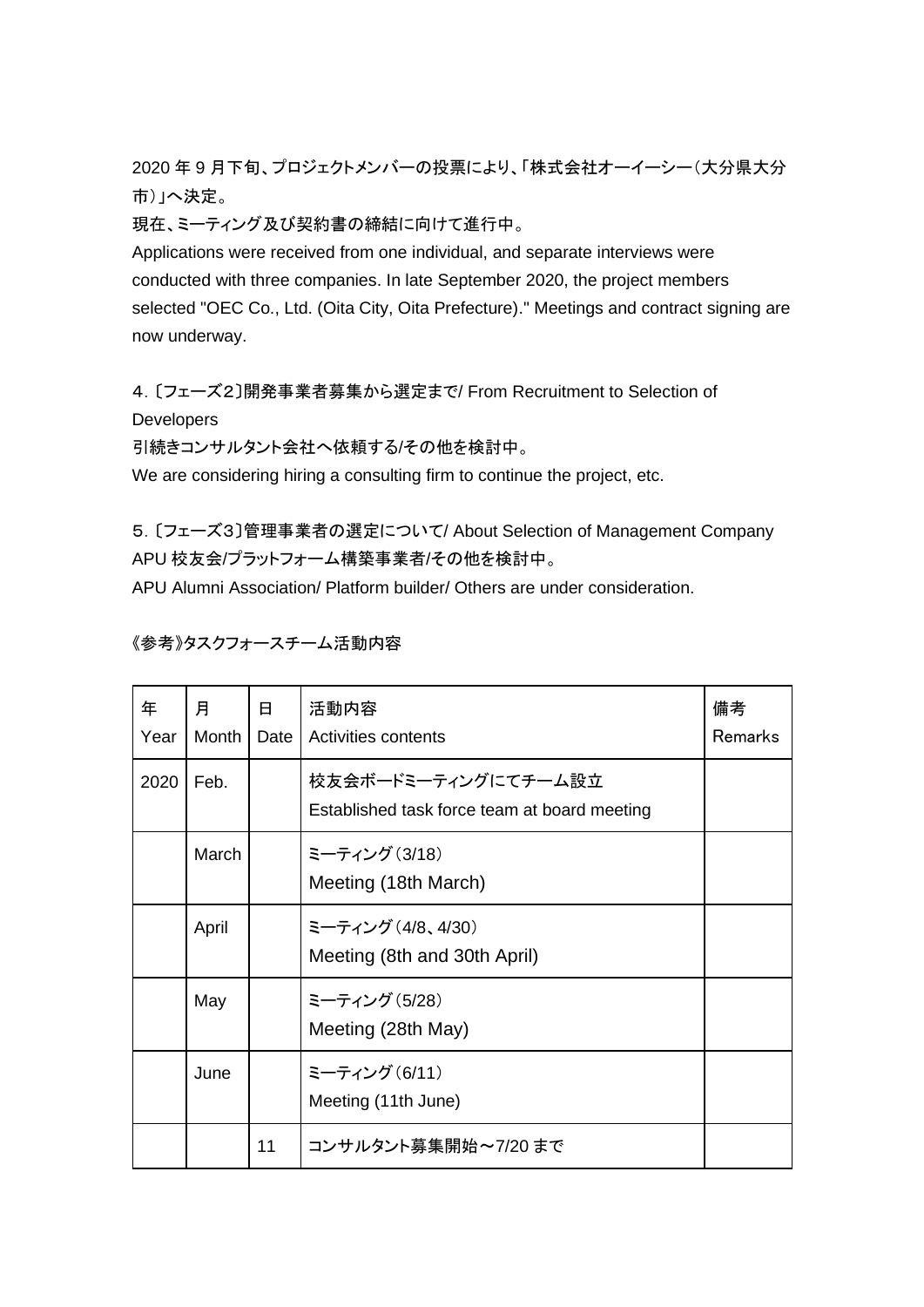2020 年 9 月下旬、プロジェクトメンバーの投票により、「株式会社オーイーシー（大分県大分市）」へ決定。

現在、ミーティング及び契約書の締結に向けて進行中。

Applications were received from one individual, and separate interviews were conducted with three companies. In late September 2020, the project members selected "OEC Co., Ltd. (Oita City, Oita Prefecture)." Meetings and contract signing are now underway.

４.〔フェーズ２〕開発事業者募集から選定まで/ From Recruitment to Selection of Developers

引続きコンサルタント会社へ依頼する/その他を検討中。

We are considering hiring a consulting firm to continue the project, etc.

５.〔フェーズ３〕管理事業者の選定について/ About Selection of Management Company

APU 校友会/プラットフォーム構築事業者/その他を検討中。

APU Alumni Association/ Platform builder/ Others are under consideration.

《参考》タスクフォースチーム活動内容

| 年 Year | 月 Month | 日 Date | 活動内容 Activities contents | 備考 Remarks |
|---|---|---|---|---|
| 2020 | Feb. | | 校友会ボードミーティングにてチーム設立 Established task force team at board meeting | |
| | March | | ミーティング（3/18） Meeting (18th March) | |
| | April | | ミーティング（4/8、4/30） Meeting (8th and 30th April) | |
| | May | | ミーティング（5/28） Meeting (28th May) | |
| | June | | ミーティング（6/11） Meeting (11th June) | |
| | | 11 | コンサルタント募集開始～7/20 まで | |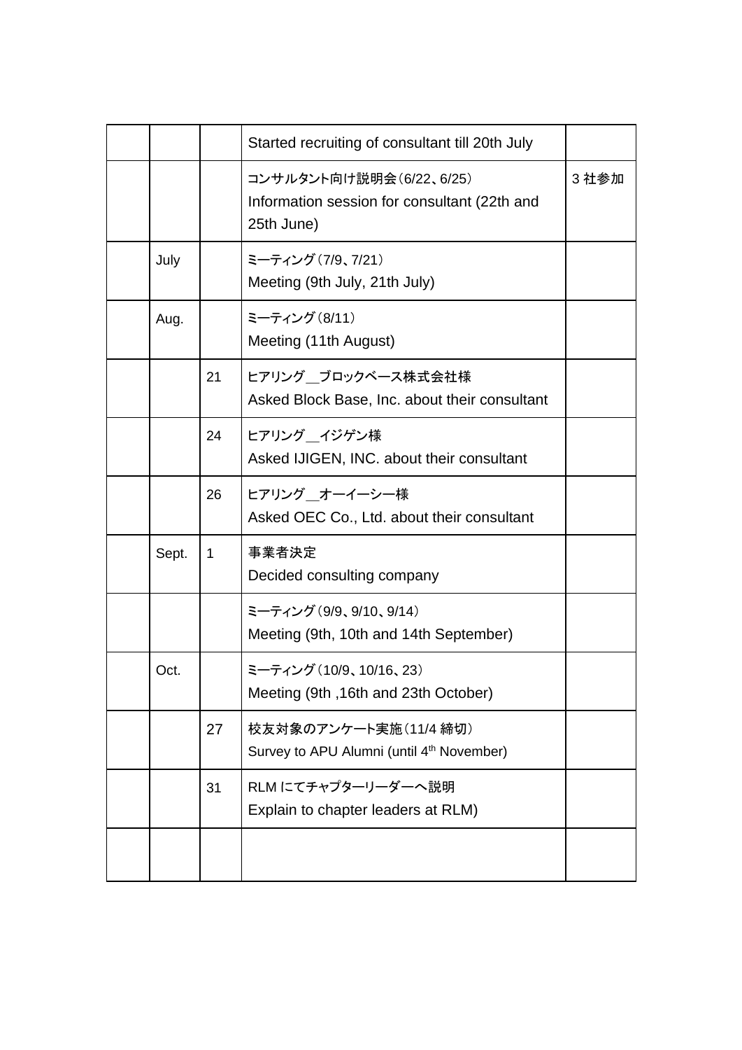| | | | | |
|---|---|---|---|---|
| | | | Started recruiting of consultant till 20th July | |
| | | | コンサルタント向け説明会（6/22、6/25）<br>Information session for consultant (22th and 25th June) | 3 社参加 |
| | July | | ミーティング（7/9、7/21）<br>Meeting (9th July, 21th July) | |
| | Aug. | | ミーティング（8/11）<br>Meeting (11th August) | |
| | | 21 | ヒアリング＿ブロックベース株式会社様<br>Asked Block Base, Inc. about their consultant | |
| | | 24 | ヒアリング＿イジゲン様<br>Asked IJIGEN, INC. about their consultant | |
| | | 26 | ヒアリング＿オーイーシー様<br>Asked OEC Co., Ltd. about their consultant | |
| | Sept. | 1 | 事業者決定<br>Decided consulting company | |
| | | | ミーティング（9/9、9/10、9/14）<br>Meeting (9th, 10th and 14th September) | |
| | Oct. | | ミーティング（10/9、10/16、23）<br>Meeting (9th ,16th and 23th October) | |
| | | 27 | 校友対象のアンケート実施（11/4 締切）<br>Survey to APU Alumni (until 4th November) | |
| | | 31 | RLM にてチャプターリーダーへ説明<br>Explain to chapter leaders at RLM) | |
| | | | | |